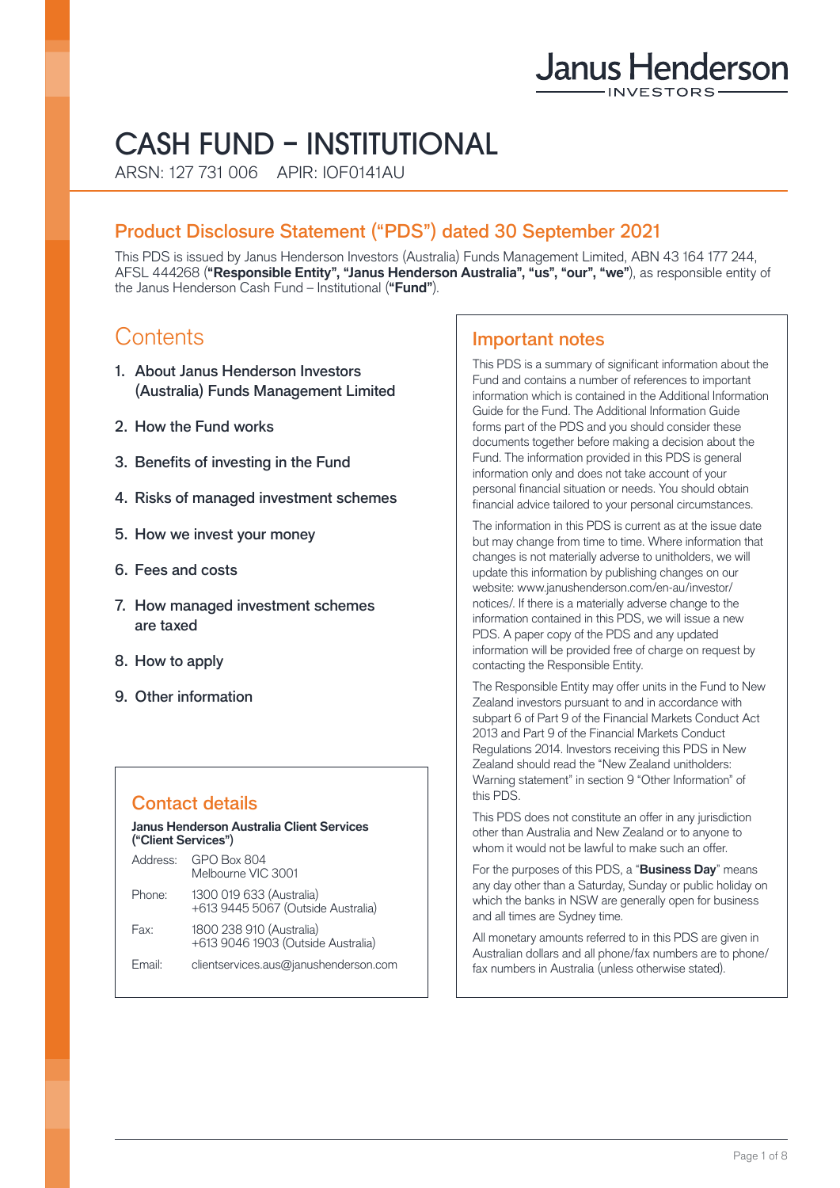# CASH FUND – INSTITUTIONAL

ARSN: 127 731 006    APIR: IOF0141AU

## Product Disclosure Statement ("PDS") dated 30 September 2021

This PDS is issued by Janus Henderson Investors (Australia) Funds Management Limited, ABN 43 164 177 244, AFSL 444268 (**"Responsible Entity", "Janus Henderson Australia", "us", "our", "we"**), as responsible entity of the Janus Henderson Cash Fund – Institutional (**"Fund"**).

## Contents

1. About Janus Henderson Investors (Australia) Funds Management Limited
2. How the Fund works
3. Benefits of investing in the Fund
4. Risks of managed investment schemes
5. How we invest your money
6. Fees and costs
7. How managed investment schemes are taxed
8. How to apply
9. Other information

## Contact details

**Janus Henderson Australia Client Services ("Client Services")**

| | |
|---|---|
| Address: | GPO Box 804<br>Melbourne VIC 3001 |
| Phone: | 1300 019 633 (Australia)<br>+613 9445 5067 (Outside Australia) |
| Fax: | 1800 238 910 (Australia)<br>+613 9046 1903 (Outside Australia) |
| Email: | clientservices.aus@janushenderson.com |

## Important notes

This PDS is a summary of significant information about the Fund and contains a number of references to important information which is contained in the Additional Information Guide for the Fund. The Additional Information Guide forms part of the PDS and you should consider these documents together before making a decision about the Fund. The information provided in this PDS is general information only and does not take account of your personal financial situation or needs. You should obtain financial advice tailored to your personal circumstances.

The information in this PDS is current as at the issue date but may change from time to time. Where information that changes is not materially adverse to unitholders, we will update this information by publishing changes on our website: www.janushenderson.com/en-au/investor/notices/. If there is a materially adverse change to the information contained in this PDS, we will issue a new PDS. A paper copy of the PDS and any updated information will be provided free of charge on request by contacting the Responsible Entity.

The Responsible Entity may offer units in the Fund to New Zealand investors pursuant to and in accordance with subpart 6 of Part 9 of the Financial Markets Conduct Act 2013 and Part 9 of the Financial Markets Conduct Regulations 2014. Investors receiving this PDS in New Zealand should read the "New Zealand unitholders: Warning statement" in section 9 "Other Information" of this PDS.

This PDS does not constitute an offer in any jurisdiction other than Australia and New Zealand or to anyone to whom it would not be lawful to make such an offer.

For the purposes of this PDS, a "**Business Day**" means any day other than a Saturday, Sunday or public holiday on which the banks in NSW are generally open for business and all times are Sydney time.

All monetary amounts referred to in this PDS are given in Australian dollars and all phone/fax numbers are to phone/fax numbers in Australia (unless otherwise stated).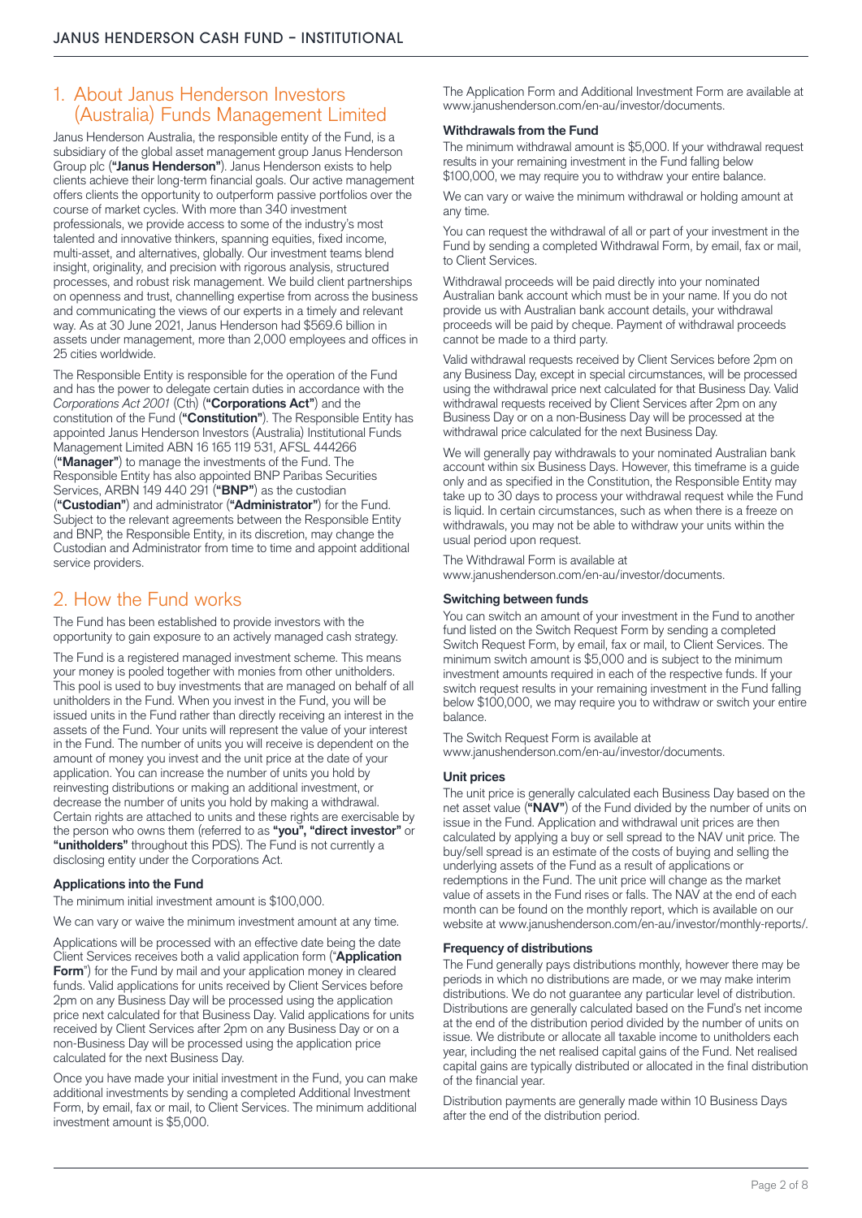## 1. About Janus Henderson Investors (Australia) Funds Management Limited

Janus Henderson Australia, the responsible entity of the Fund, is a subsidiary of the global asset management group Janus Henderson Group plc (**"Janus Henderson"**). Janus Henderson exists to help clients achieve their long-term financial goals. Our active management offers clients the opportunity to outperform passive portfolios over the course of market cycles. With more than 340 investment professionals, we provide access to some of the industry's most talented and innovative thinkers, spanning equities, fixed income, multi-asset, and alternatives, globally. Our investment teams blend insight, originality, and precision with rigorous analysis, structured processes, and robust risk management. We build client partnerships on openness and trust, channelling expertise from across the business and communicating the views of our experts in a timely and relevant way. As at 30 June 2021, Janus Henderson had $569.6 billion in assets under management, more than 2,000 employees and offices in 25 cities worldwide.

The Responsible Entity is responsible for the operation of the Fund and has the power to delegate certain duties in accordance with the *Corporations Act 2001* (Cth) (**"Corporations Act"**) and the constitution of the Fund (**"Constitution"**). The Responsible Entity has appointed Janus Henderson Investors (Australia) Institutional Funds Management Limited ABN 16 165 119 531, AFSL 444266 (**"Manager"**) to manage the investments of the Fund. The Responsible Entity has also appointed BNP Paribas Securities Services, ARBN 149 440 291 (**"BNP"**) as the custodian (**"Custodian"**) and administrator (**"Administrator"**) for the Fund. Subject to the relevant agreements between the Responsible Entity and BNP, the Responsible Entity, in its discretion, may change the Custodian and Administrator from time to time and appoint additional service providers.

## 2. How the Fund works

The Fund has been established to provide investors with the opportunity to gain exposure to an actively managed cash strategy.

The Fund is a registered managed investment scheme. This means your money is pooled together with monies from other unitholders. This pool is used to buy investments that are managed on behalf of all unitholders in the Fund. When you invest in the Fund, you will be issued units in the Fund rather than directly receiving an interest in the assets of the Fund. Your units will represent the value of your interest in the Fund. The number of units you will receive is dependent on the amount of money you invest and the unit price at the date of your application. You can increase the number of units you hold by reinvesting distributions or making an additional investment, or decrease the number of units you hold by making a withdrawal. Certain rights are attached to units and these rights are exercisable by the person who owns them (referred to as **"you", "direct investor"** or **"unitholders"** throughout this PDS). The Fund is not currently a disclosing entity under the Corporations Act.

### Applications into the Fund

The minimum initial investment amount is $100,000.

We can vary or waive the minimum investment amount at any time.

Applications will be processed with an effective date being the date Client Services receives both a valid application form ("**Application Form**") for the Fund by mail and your application money in cleared funds. Valid applications for units received by Client Services before 2pm on any Business Day will be processed using the application price next calculated for that Business Day. Valid applications for units received by Client Services after 2pm on any Business Day or on a non-Business Day will be processed using the application price calculated for the next Business Day.

Once you have made your initial investment in the Fund, you can make additional investments by sending a completed Additional Investment Form, by email, fax or mail, to Client Services. The minimum additional investment amount is $5,000.

The Application Form and Additional Investment Form are available at www.janushenderson.com/en-au/investor/documents.

### Withdrawals from the Fund

The minimum withdrawal amount is $5,000. If your withdrawal request results in your remaining investment in the Fund falling below $100,000, we may require you to withdraw your entire balance.

We can vary or waive the minimum withdrawal or holding amount at any time.

You can request the withdrawal of all or part of your investment in the Fund by sending a completed Withdrawal Form, by email, fax or mail, to Client Services.

Withdrawal proceeds will be paid directly into your nominated Australian bank account which must be in your name. If you do not provide us with Australian bank account details, your withdrawal proceeds will be paid by cheque. Payment of withdrawal proceeds cannot be made to a third party.

Valid withdrawal requests received by Client Services before 2pm on any Business Day, except in special circumstances, will be processed using the withdrawal price next calculated for that Business Day. Valid withdrawal requests received by Client Services after 2pm on any Business Day or on a non-Business Day will be processed at the withdrawal price calculated for the next Business Day.

We will generally pay withdrawals to your nominated Australian bank account within six Business Days. However, this timeframe is a guide only and as specified in the Constitution, the Responsible Entity may take up to 30 days to process your withdrawal request while the Fund is liquid. In certain circumstances, such as when there is a freeze on withdrawals, you may not be able to withdraw your units within the usual period upon request.

The Withdrawal Form is available at www.janushenderson.com/en-au/investor/documents.

### Switching between funds

You can switch an amount of your investment in the Fund to another fund listed on the Switch Request Form by sending a completed Switch Request Form, by email, fax or mail, to Client Services. The minimum switch amount is $5,000 and is subject to the minimum investment amounts required in each of the respective funds. If your switch request results in your remaining investment in the Fund falling below $100,000, we may require you to withdraw or switch your entire balance.

The Switch Request Form is available at www.janushenderson.com/en-au/investor/documents.

### Unit prices

The unit price is generally calculated each Business Day based on the net asset value (**"NAV"**) of the Fund divided by the number of units on issue in the Fund. Application and withdrawal unit prices are then calculated by applying a buy or sell spread to the NAV unit price. The buy/sell spread is an estimate of the costs of buying and selling the underlying assets of the Fund as a result of applications or redemptions in the Fund. The unit price will change as the market value of assets in the Fund rises or falls. The NAV at the end of each month can be found on the monthly report, which is available on our website at www.janushenderson.com/en-au/investor/monthly-reports/.

### Frequency of distributions

The Fund generally pays distributions monthly, however there may be periods in which no distributions are made, or we may make interim distributions. We do not guarantee any particular level of distribution. Distributions are generally calculated based on the Fund's net income at the end of the distribution period divided by the number of units on issue. We distribute or allocate all taxable income to unitholders each year, including the net realised capital gains of the Fund. Net realised capital gains are typically distributed or allocated in the final distribution of the financial year.

Distribution payments are generally made within 10 Business Days after the end of the distribution period.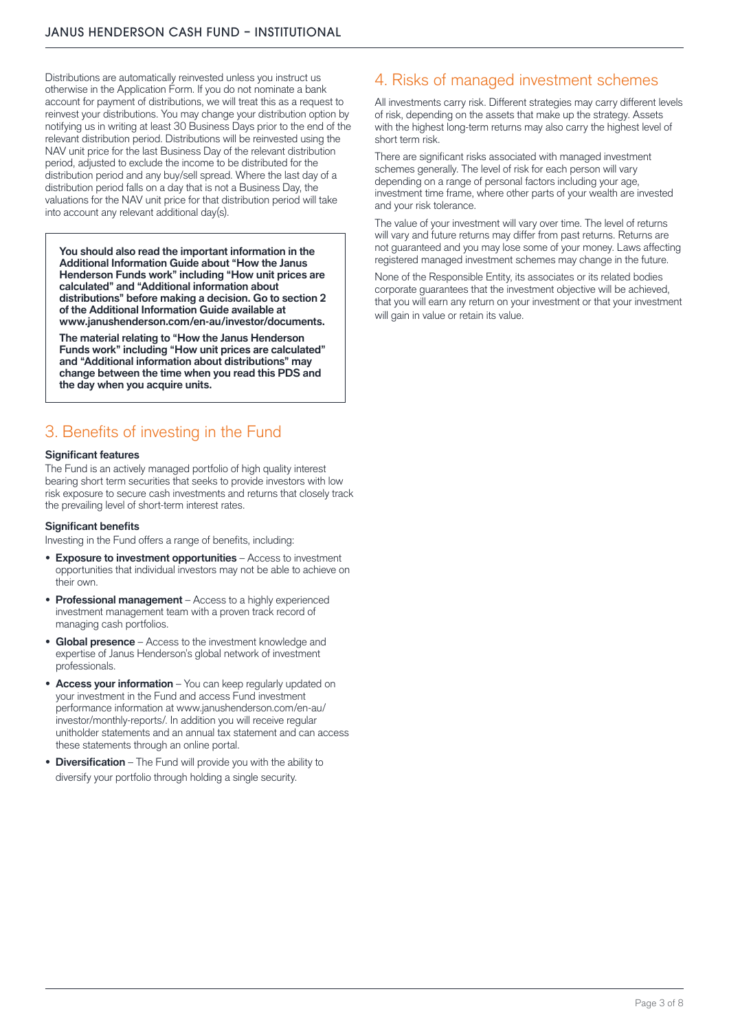Distributions are automatically reinvested unless you instruct us otherwise in the Application Form. If you do not nominate a bank account for payment of distributions, we will treat this as a request to reinvest your distributions. You may change your distribution option by notifying us in writing at least 30 Business Days prior to the end of the relevant distribution period. Distributions will be reinvested using the NAV unit price for the last Business Day of the relevant distribution period, adjusted to exclude the income to be distributed for the distribution period and any buy/sell spread. Where the last day of a distribution period falls on a day that is not a Business Day, the valuations for the NAV unit price for that distribution period will take into account any relevant additional day(s).

**You should also read the important information in the Additional Information Guide about "How the Janus Henderson Funds work" including "How unit prices are calculated" and "Additional information about distributions" before making a decision. Go to section 2 of the Additional Information Guide available at www.janushenderson.com/en-au/investor/documents.**

**The material relating to "How the Janus Henderson Funds work" including "How unit prices are calculated" and "Additional information about distributions" may change between the time when you read this PDS and the day when you acquire units.**

## 3. Benefits of investing in the Fund

### Significant features

The Fund is an actively managed portfolio of high quality interest bearing short term securities that seeks to provide investors with low risk exposure to secure cash investments and returns that closely track the prevailing level of short-term interest rates.

### Significant benefits

Investing in the Fund offers a range of benefits, including:

- **Exposure to investment opportunities** – Access to investment opportunities that individual investors may not be able to achieve on their own.
- **Professional management** – Access to a highly experienced investment management team with a proven track record of managing cash portfolios.
- **Global presence** – Access to the investment knowledge and expertise of Janus Henderson's global network of investment professionals.
- **Access your information** – You can keep regularly updated on your investment in the Fund and access Fund investment performance information at www.janushenderson.com/en-au/investor/monthly-reports/. In addition you will receive regular unitholder statements and an annual tax statement and can access these statements through an online portal.
- **Diversification** – The Fund will provide you with the ability to diversify your portfolio through holding a single security.

## 4. Risks of managed investment schemes

All investments carry risk. Different strategies may carry different levels of risk, depending on the assets that make up the strategy. Assets with the highest long-term returns may also carry the highest level of short term risk.

There are significant risks associated with managed investment schemes generally. The level of risk for each person will vary depending on a range of personal factors including your age, investment time frame, where other parts of your wealth are invested and your risk tolerance.

The value of your investment will vary over time. The level of returns will vary and future returns may differ from past returns. Returns are not guaranteed and you may lose some of your money. Laws affecting registered managed investment schemes may change in the future.

None of the Responsible Entity, its associates or its related bodies corporate guarantees that the investment objective will be achieved, that you will earn any return on your investment or that your investment will gain in value or retain its value.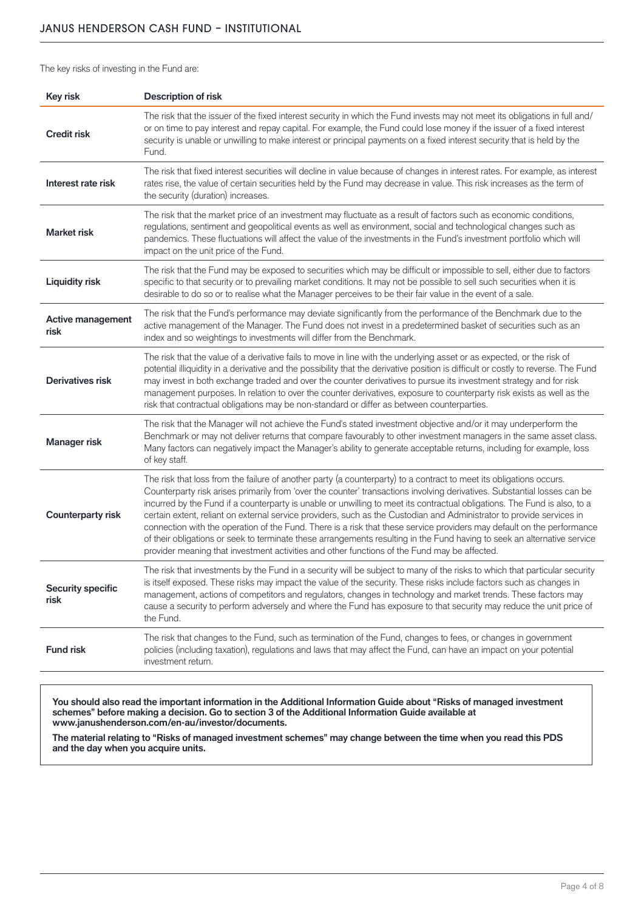The key risks of investing in the Fund are:

| Key risk | Description of risk |
| --- | --- |
| **Credit risk** | The risk that the issuer of the fixed interest security in which the Fund invests may not meet its obligations in full and/ or on time to pay interest and repay capital. For example, the Fund could lose money if the issuer of a fixed interest security is unable or unwilling to make interest or principal payments on a fixed interest security that is held by the Fund. |
| **Interest rate risk** | The risk that fixed interest securities will decline in value because of changes in interest rates. For example, as interest rates rise, the value of certain securities held by the Fund may decrease in value. This risk increases as the term of the security (duration) increases. |
| **Market risk** | The risk that the market price of an investment may fluctuate as a result of factors such as economic conditions, regulations, sentiment and geopolitical events as well as environment, social and technological changes such as pandemics. These fluctuations will affect the value of the investments in the Fund's investment portfolio which will impact on the unit price of the Fund. |
| **Liquidity risk** | The risk that the Fund may be exposed to securities which may be difficult or impossible to sell, either due to factors specific to that security or to prevailing market conditions. It may not be possible to sell such securities when it is desirable to do so or to realise what the Manager perceives to be their fair value in the event of a sale. |
| **Active management risk** | The risk that the Fund's performance may deviate significantly from the performance of the Benchmark due to the active management of the Manager. The Fund does not invest in a predetermined basket of securities such as an index and so weightings to investments will differ from the Benchmark. |
| **Derivatives risk** | The risk that the value of a derivative fails to move in line with the underlying asset or as expected, or the risk of potential illiquidity in a derivative and the possibility that the derivative position is difficult or costly to reverse. The Fund may invest in both exchange traded and over the counter derivatives to pursue its investment strategy and for risk management purposes. In relation to over the counter derivatives, exposure to counterparty risk exists as well as the risk that contractual obligations may be non-standard or differ as between counterparties. |
| **Manager risk** | The risk that the Manager will not achieve the Fund's stated investment objective and/or it may underperform the Benchmark or may not deliver returns that compare favourably to other investment managers in the same asset class. Many factors can negatively impact the Manager's ability to generate acceptable returns, including for example, loss of key staff. |
| **Counterparty risk** | The risk that loss from the failure of another party (a counterparty) to a contract to meet its obligations occurs. Counterparty risk arises primarily from 'over the counter' transactions involving derivatives. Substantial losses can be incurred by the Fund if a counterparty is unable or unwilling to meet its contractual obligations. The Fund is also, to a certain extent, reliant on external service providers, such as the Custodian and Administrator to provide services in connection with the operation of the Fund. There is a risk that these service providers may default on the performance of their obligations or seek to terminate these arrangements resulting in the Fund having to seek an alternative service provider meaning that investment activities and other functions of the Fund may be affected. |
| **Security specific risk** | The risk that investments by the Fund in a security will be subject to many of the risks to which that particular security is itself exposed. These risks may impact the value of the security. These risks include factors such as changes in management, actions of competitors and regulators, changes in technology and market trends. These factors may cause a security to perform adversely and where the Fund has exposure to that security may reduce the unit price of the Fund. |
| **Fund risk** | The risk that changes to the Fund, such as termination of the Fund, changes to fees, or changes in government policies (including taxation), regulations and laws that may affect the Fund, can have an impact on your potential investment return. |

**You should also read the important information in the Additional Information Guide about "Risks of managed investment schemes" before making a decision. Go to section 3 of the Additional Information Guide available at www.janushenderson.com/en-au/investor/documents.**

**The material relating to "Risks of managed investment schemes" may change between the time when you read this PDS and the day when you acquire units.**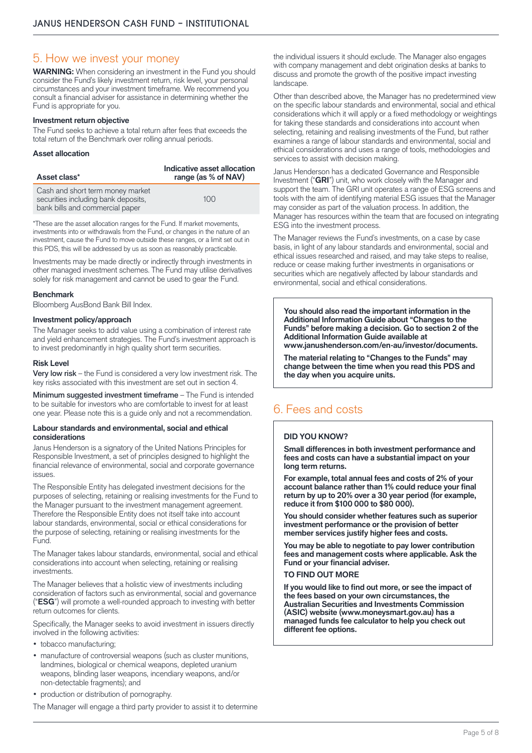## 5. How we invest your money

**WARNING:** When considering an investment in the Fund you should consider the Fund's likely investment return, risk level, your personal circumstances and your investment timeframe. We recommend you consult a financial adviser for assistance in determining whether the Fund is appropriate for you.

### Investment return objective

The Fund seeks to achieve a total return after fees that exceeds the total return of the Benchmark over rolling annual periods.

### Asset allocation

| Asset class* | Indicative asset allocation range (as % of NAV) |
|---|---|
| Cash and short term money market securities including bank deposits, bank bills and commercial paper | 100 |

*These are the asset allocation ranges for the Fund. If market movements, investments into or withdrawals from the Fund, or changes in the nature of an investment, cause the Fund to move outside these ranges, or a limit set out in this PDS, this will be addressed by us as soon as reasonably practicable.

Investments may be made directly or indirectly through investments in other managed investment schemes. The Fund may utilise derivatives solely for risk management and cannot be used to gear the Fund.

### Benchmark

Bloomberg AusBond Bank Bill Index.

### Investment policy/approach

The Manager seeks to add value using a combination of interest rate and yield enhancement strategies. The Fund's investment approach is to invest predominantly in high quality short term securities.

### Risk Level

**Very low risk** – the Fund is considered a very low investment risk. The key risks associated with this investment are set out in section 4.

**Minimum suggested investment timeframe** – The Fund is intended to be suitable for investors who are comfortable to invest for at least one year. Please note this is a guide only and not a recommendation.

### Labour standards and environmental, social and ethical considerations

Janus Henderson is a signatory of the United Nations Principles for Responsible Investment, a set of principles designed to highlight the financial relevance of environmental, social and corporate governance issues.

The Responsible Entity has delegated investment decisions for the purposes of selecting, retaining or realising investments for the Fund to the Manager pursuant to the investment management agreement. Therefore the Responsible Entity does not itself take into account labour standards, environmental, social or ethical considerations for the purpose of selecting, retaining or realising investments for the Fund.

The Manager takes labour standards, environmental, social and ethical considerations into account when selecting, retaining or realising investments.

The Manager believes that a holistic view of investments including consideration of factors such as environmental, social and governance ("**ESG**") will promote a well-rounded approach to investing with better return outcomes for clients.

Specifically, the Manager seeks to avoid investment in issuers directly involved in the following activities:

- tobacco manufacturing;
- manufacture of controversial weapons (such as cluster munitions, landmines, biological or chemical weapons, depleted uranium weapons, blinding laser weapons, incendiary weapons, and/or non-detectable fragments); and
- production or distribution of pornography.

The Manager will engage a third party provider to assist it to determine the individual issuers it should exclude. The Manager also engages with company management and debt origination desks at banks to discuss and promote the growth of the positive impact investing landscape.

Other than described above, the Manager has no predetermined view on the specific labour standards and environmental, social and ethical considerations which it will apply or a fixed methodology or weightings for taking these standards and considerations into account when selecting, retaining and realising investments of the Fund, but rather examines a range of labour standards and environmental, social and ethical considerations and uses a range of tools, methodologies and services to assist with decision making.

Janus Henderson has a dedicated Governance and Responsible Investment ("**GRI**") unit, who work closely with the Manager and support the team. The GRI unit operates a range of ESG screens and tools with the aim of identifying material ESG issues that the Manager may consider as part of the valuation process. In addition, the Manager has resources within the team that are focused on integrating ESG into the investment process.

The Manager reviews the Fund's investments, on a case by case basis, in light of any labour standards and environmental, social and ethical issues researched and raised, and may take steps to realise, reduce or cease making further investments in organisations or securities which are negatively affected by labour standards and environmental, social and ethical considerations.

**You should also read the important information in the Additional Information Guide about "Changes to the Funds" before making a decision. Go to section 2 of the Additional Information Guide available at www.janushenderson.com/en-au/investor/documents.**

**The material relating to "Changes to the Funds" may change between the time when you read this PDS and the day when you acquire units.**

## 6. Fees and costs

**DID YOU KNOW?**

**Small differences in both investment performance and fees and costs can have a substantial impact on your long term returns.**

**For example, total annual fees and costs of 2% of your account balance rather than 1% could reduce your final return by up to 20% over a 30 year period (for example, reduce it from $100 000 to $80 000).**

**You should consider whether features such as superior investment performance or the provision of better member services justify higher fees and costs.**

**You may be able to negotiate to pay lower contribution fees and management costs where applicable. Ask the Fund or your financial adviser.**

**TO FIND OUT MORE**

**If you would like to find out more, or see the impact of the fees based on your own circumstances, the Australian Securities and Investments Commission (ASIC) website (www.moneysmart.gov.au) has a managed funds fee calculator to help you check out different fee options.**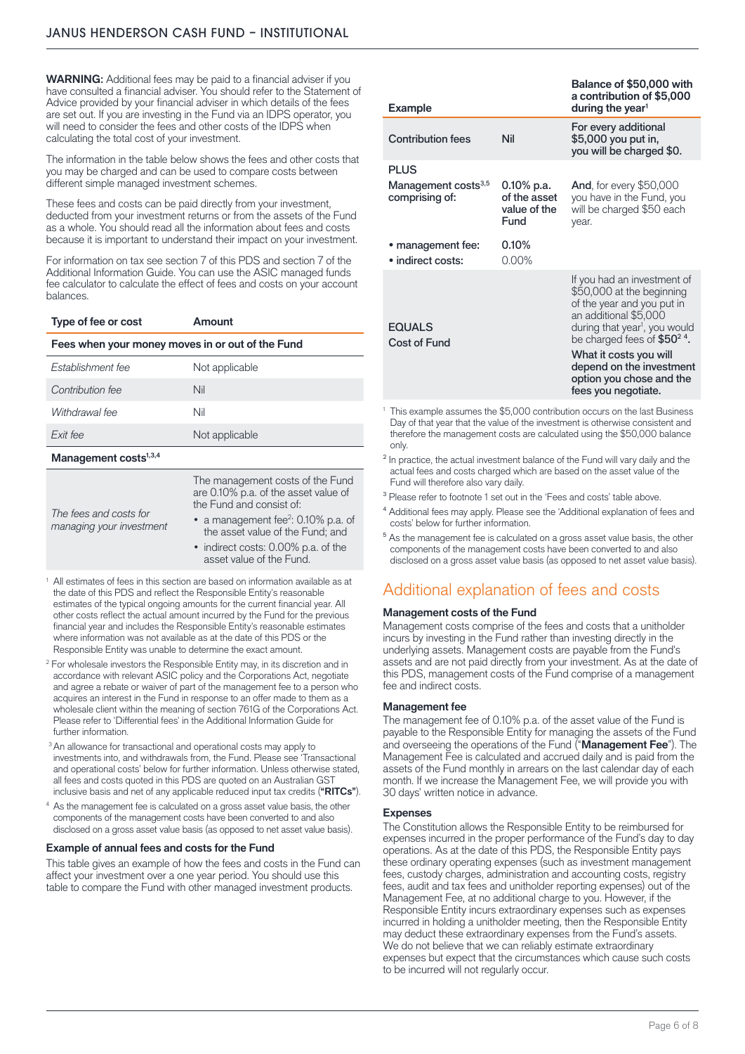**WARNING:** Additional fees may be paid to a financial adviser if you have consulted a financial adviser. You should refer to the Statement of Advice provided by your financial adviser in which details of the fees are set out. If you are investing in the Fund via an IDPS operator, you will need to consider the fees and other costs of the IDPS when calculating the total cost of your investment.

The information in the table below shows the fees and other costs that you may be charged and can be used to compare costs between different simple managed investment schemes.

These fees and costs can be paid directly from your investment, deducted from your investment returns or from the assets of the Fund as a whole. You should read all the information about fees and costs because it is important to understand their impact on your investment.

For information on tax see section 7 of this PDS and section 7 of the Additional Information Guide. You can use the ASIC managed funds fee calculator to calculate the effect of fees and costs on your account balances.

| Type of fee or cost | Amount |
|---|---|
| **Fees when your money moves in or out of the Fund** | |
| *Establishment fee* | Not applicable |
| *Contribution fee* | Nil |
| *Withdrawal fee* | Nil |
| *Exit fee* | Not applicable |
| **Management costs[1,3,4]** | |
| *The fees and costs for managing your investment* | The management costs of the Fund are 0.10% p.a. of the asset value of the Fund and consist of: <br>• a management fee[2]: 0.10% p.a. of the asset value of the Fund; and <br>• indirect costs: 0.00% p.a. of the asset value of the Fund. |

[1] All estimates of fees in this section are based on information available as at the date of this PDS and reflect the Responsible Entity's reasonable estimates of the typical ongoing amounts for the current financial year. All other costs reflect the actual amount incurred by the Fund for the previous financial year and includes the Responsible Entity's reasonable estimates where information was not available as at the date of this PDS or the Responsible Entity was unable to determine the exact amount.

[2] For wholesale investors the Responsible Entity may, in its discretion and in accordance with relevant ASIC policy and the Corporations Act, negotiate and agree a rebate or waiver of part of the management fee to a person who acquires an interest in the Fund in response to an offer made to them as a wholesale client within the meaning of section 761G of the Corporations Act. Please refer to 'Differential fees' in the Additional Information Guide for further information.

[3] An allowance for transactional and operational costs may apply to investments into, and withdrawals from, the Fund. Please see 'Transactional and operational costs' below for further information. Unless otherwise stated, all fees and costs quoted in this PDS are quoted on an Australian GST inclusive basis and net of any applicable reduced input tax credits (**"RITCs"**).

[4] As the management fee is calculated on a gross asset value basis, the other components of the management costs have been converted to and also disclosed on a gross asset value basis (as opposed to net asset value basis).

### Example of annual fees and costs for the Fund

This table gives an example of how the fees and costs in the Fund can affect your investment over a one year period. You should use this table to compare the Fund with other managed investment products.

| Example | | Balance of $50,000 with a contribution of $5,000 during the year[1] |
|---|---|---|
| Contribution fees | Nil | For every additional $5,000 you put in, you will be charged $0. |
| PLUS <br>Management costs[3,5] comprising of: | 0.10% p.a. of the asset value of the Fund | **And**, for every $50,000 you have in the Fund, you will be charged $50 each year. |
| • management fee: <br>• indirect costs: | 0.10% <br>0.00% | |
| EQUALS <br>Cost of Fund | | If you had an investment of $50,000 at the beginning of the year and you put in an additional $5,000 during that year[1], you would be charged fees of **$50[2,4]**. <br>**What it costs you will depend on the investment option you chose and the fees you negotiate.** |

[1] This example assumes the $5,000 contribution occurs on the last Business Day of that year that the value of the investment is otherwise consistent and therefore the management costs are calculated using the $50,000 balance only.

[2] In practice, the actual investment balance of the Fund will vary daily and the actual fees and costs charged which are based on the asset value of the Fund will therefore also vary daily.

[3] Please refer to footnote 1 set out in the 'Fees and costs' table above.

[4] Additional fees may apply. Please see the 'Additional explanation of fees and costs' below for further information.

[5] As the management fee is calculated on a gross asset value basis, the other components of the management costs have been converted to and also disclosed on a gross asset value basis (as opposed to net asset value basis).

## Additional explanation of fees and costs

### Management costs of the Fund

Management costs comprise of the fees and costs that a unitholder incurs by investing in the Fund rather than investing directly in the underlying assets. Management costs are payable from the Fund's assets and are not paid directly from your investment. As at the date of this PDS, management costs of the Fund comprise of a management fee and indirect costs.

### Management fee

The management fee of 0.10% p.a. of the asset value of the Fund is payable to the Responsible Entity for managing the assets of the Fund and overseeing the operations of the Fund (**"Management Fee"**). The Management Fee is calculated and accrued daily and is paid from the assets of the Fund monthly in arrears on the last calendar day of each month. If we increase the Management Fee, we will provide you with 30 days' written notice in advance.

### Expenses

The Constitution allows the Responsible Entity to be reimbursed for expenses incurred in the proper performance of the Fund's day to day operations. As at the date of this PDS, the Responsible Entity pays these ordinary operating expenses (such as investment management fees, custody charges, administration and accounting costs, registry fees, audit and tax fees and unitholder reporting expenses) out of the Management Fee, at no additional charge to you. However, if the Responsible Entity incurs extraordinary expenses such as expenses incurred in holding a unitholder meeting, then the Responsible Entity may deduct these extraordinary expenses from the Fund's assets. We do not believe that we can reliably estimate extraordinary expenses but expect that the circumstances which cause such costs to be incurred will not regularly occur.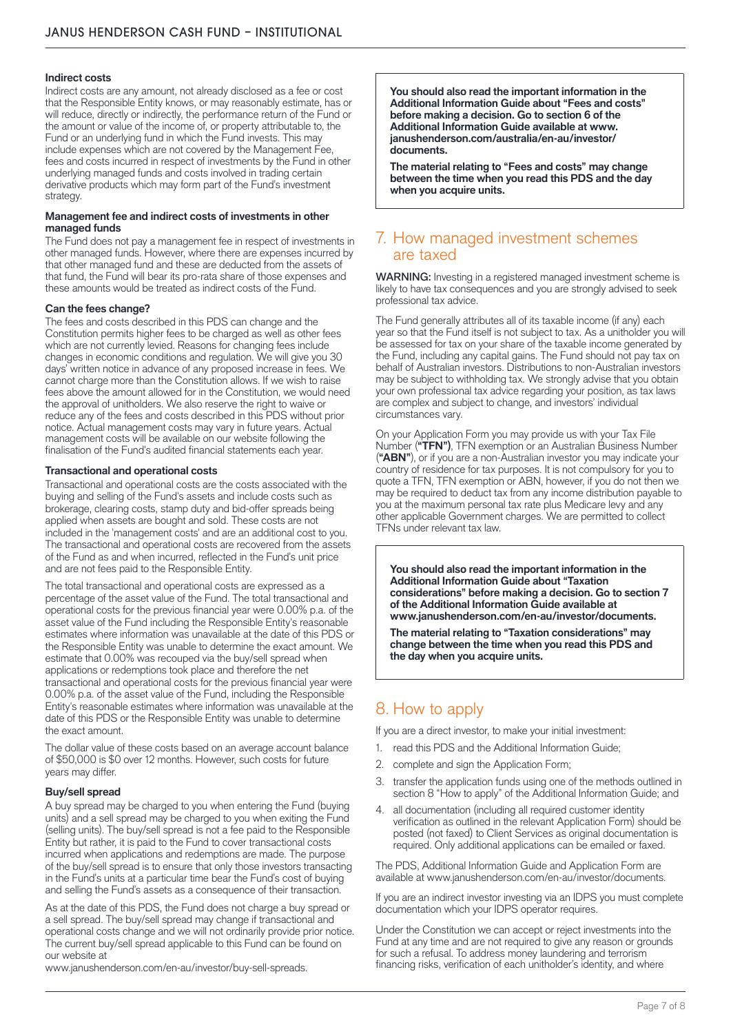#### Indirect costs

Indirect costs are any amount, not already disclosed as a fee or cost that the Responsible Entity knows, or may reasonably estimate, has or will reduce, directly or indirectly, the performance return of the Fund or the amount or value of the income of, or property attributable to, the Fund or an underlying fund in which the Fund invests. This may include expenses which are not covered by the Management Fee, fees and costs incurred in respect of investments by the Fund in other underlying managed funds and costs involved in trading certain derivative products which may form part of the Fund's investment strategy.

#### Management fee and indirect costs of investments in other managed funds

The Fund does not pay a management fee in respect of investments in other managed funds. However, where there are expenses incurred by that other managed fund and these are deducted from the assets of that fund, the Fund will bear its pro-rata share of those expenses and these amounts would be treated as indirect costs of the Fund.

#### Can the fees change?

The fees and costs described in this PDS can change and the Constitution permits higher fees to be charged as well as other fees which are not currently levied. Reasons for changing fees include changes in economic conditions and regulation. We will give you 30 days' written notice in advance of any proposed increase in fees. We cannot charge more than the Constitution allows. If we wish to raise fees above the amount allowed for in the Constitution, we would need the approval of unitholders. We also reserve the right to waive or reduce any of the fees and costs described in this PDS without prior notice. Actual management costs may vary in future years. Actual management costs will be available on our website following the finalisation of the Fund's audited financial statements each year.

#### Transactional and operational costs

Transactional and operational costs are the costs associated with the buying and selling of the Fund's assets and include costs such as brokerage, clearing costs, stamp duty and bid-offer spreads being applied when assets are bought and sold. These costs are not included in the 'management costs' and are an additional cost to you. The transactional and operational costs are recovered from the assets of the Fund as and when incurred, reflected in the Fund's unit price and are not fees paid to the Responsible Entity.

The total transactional and operational costs are expressed as a percentage of the asset value of the Fund. The total transactional and operational costs for the previous financial year were 0.00% p.a. of the asset value of the Fund including the Responsible Entity's reasonable estimates where information was unavailable at the date of this PDS or the Responsible Entity was unable to determine the exact amount. We estimate that 0.00% was recouped via the buy/sell spread when applications or redemptions took place and therefore the net transactional and operational costs for the previous financial year were 0.00% p.a. of the asset value of the Fund, including the Responsible Entity's reasonable estimates where information was unavailable at the date of this PDS or the Responsible Entity was unable to determine the exact amount.

The dollar value of these costs based on an average account balance of $50,000 is $0 over 12 months. However, such costs for future years may differ.

#### Buy/sell spread

A buy spread may be charged to you when entering the Fund (buying units) and a sell spread may be charged to you when exiting the Fund (selling units). The buy/sell spread is not a fee paid to the Responsible Entity but rather, it is paid to the Fund to cover transactional costs incurred when applications and redemptions are made. The purpose of the buy/sell spread is to ensure that only those investors transacting in the Fund's units at a particular time bear the Fund's cost of buying and selling the Fund's assets as a consequence of their transaction.

As at the date of this PDS, the Fund does not charge a buy spread or a sell spread. The buy/sell spread may change if transactional and operational costs change and we will not ordinarily provide prior notice. The current buy/sell spread applicable to this Fund can be found on our website at www.janushenderson.com/en-au/investor/buy-sell-spreads.

**You should also read the important information in the Additional Information Guide about "Fees and costs" before making a decision. Go to section 6 of the Additional Information Guide available at www.janushenderson.com/australia/en-au/investor/documents.**

**The material relating to "Fees and costs" may change between the time when you read this PDS and the day when you acquire units.**

## 7. How managed investment schemes are taxed

**WARNING:** Investing in a registered managed investment scheme is likely to have tax consequences and you are strongly advised to seek professional tax advice.

The Fund generally attributes all of its taxable income (if any) each year so that the Fund itself is not subject to tax. As a unitholder you will be assessed for tax on your share of the taxable income generated by the Fund, including any capital gains. The Fund should not pay tax on behalf of Australian investors. Distributions to non-Australian investors may be subject to withholding tax. We strongly advise that you obtain your own professional tax advice regarding your position, as tax laws are complex and subject to change, and investors' individual circumstances vary.

On your Application Form you may provide us with your Tax File Number (**"TFN"**), TFN exemption or an Australian Business Number (**"ABN"**), or if you are a non-Australian investor you may indicate your country of residence for tax purposes. It is not compulsory for you to quote a TFN, TFN exemption or ABN, however, if you do not then we may be required to deduct tax from any income distribution payable to you at the maximum personal tax rate plus Medicare levy and any other applicable Government charges. We are permitted to collect TFNs under relevant tax law.

**You should also read the important information in the Additional Information Guide about "Taxation considerations" before making a decision. Go to section 7 of the Additional Information Guide available at www.janushenderson.com/en-au/investor/documents.**

**The material relating to "Taxation considerations" may change between the time when you read this PDS and the day when you acquire units.**

## 8. How to apply

If you are a direct investor, to make your initial investment:

1. read this PDS and the Additional Information Guide;
2. complete and sign the Application Form;
3. transfer the application funds using one of the methods outlined in section 8 "How to apply" of the Additional Information Guide; and
4. all documentation (including all required customer identity verification as outlined in the relevant Application Form) should be posted (not faxed) to Client Services as original documentation is required. Only additional applications can be emailed or faxed.

The PDS, Additional Information Guide and Application Form are available at www.janushenderson.com/en-au/investor/documents.

If you are an indirect investor investing via an IDPS you must complete documentation which your IDPS operator requires.

Under the Constitution we can accept or reject investments into the Fund at any time and are not required to give any reason or grounds for such a refusal. To address money laundering and terrorism financing risks, verification of each unitholder's identity, and where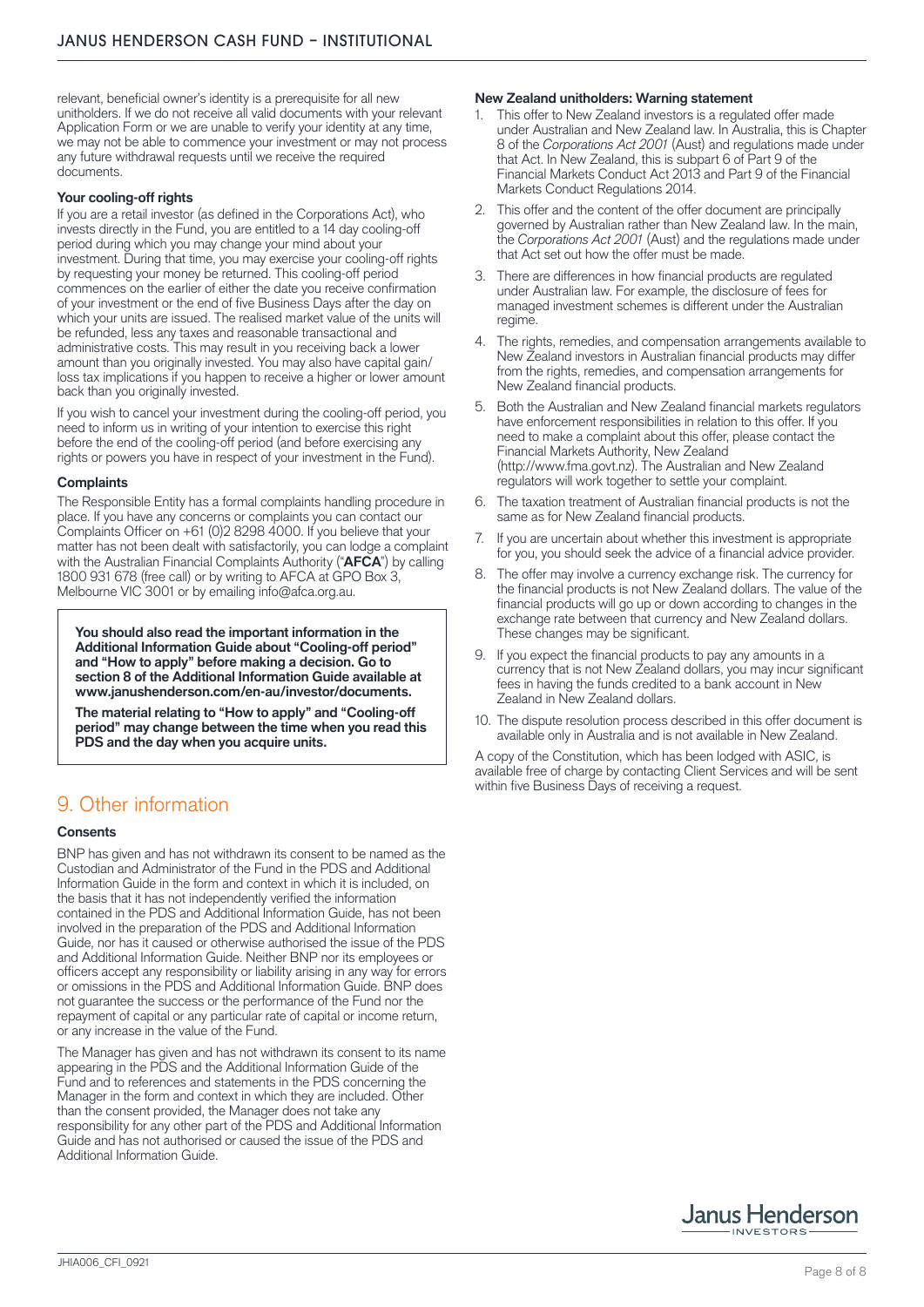relevant, beneficial owner's identity is a prerequisite for all new unitholders. If we do not receive all valid documents with your relevant Application Form or we are unable to verify your identity at any time, we may not be able to commence your investment or may not process any future withdrawal requests until we receive the required documents.

#### Your cooling-off rights

If you are a retail investor (as defined in the Corporations Act), who invests directly in the Fund, you are entitled to a 14 day cooling-off period during which you may change your mind about your investment. During that time, you may exercise your cooling-off rights by requesting your money be returned. This cooling-off period commences on the earlier of either the date you receive confirmation of your investment or the end of five Business Days after the day on which your units are issued. The realised market value of the units will be refunded, less any taxes and reasonable transactional and administrative costs. This may result in you receiving back a lower amount than you originally invested. You may also have capital gain/loss tax implications if you happen to receive a higher or lower amount back than you originally invested.

If you wish to cancel your investment during the cooling-off period, you need to inform us in writing of your intention to exercise this right before the end of the cooling-off period (and before exercising any rights or powers you have in respect of your investment in the Fund).

#### Complaints

The Responsible Entity has a formal complaints handling procedure in place. If you have any concerns or complaints you can contact our Complaints Officer on +61 (0)2 8298 4000. If you believe that your matter has not been dealt with satisfactorily, you can lodge a complaint with the Australian Financial Complaints Authority ("**AFCA**") by calling 1800 931 678 (free call) or by writing to AFCA at GPO Box 3, Melbourne VIC 3001 or by emailing info@afca.org.au.

**You should also read the important information in the Additional Information Guide about "Cooling-off period" and "How to apply" before making a decision. Go to section 8 of the Additional Information Guide available at www.janushenderson.com/en-au/investor/documents.**

**The material relating to "How to apply" and "Cooling-off period" may change between the time when you read this PDS and the day when you acquire units.**

## 9. Other information

#### Consents

BNP has given and has not withdrawn its consent to be named as the Custodian and Administrator of the Fund in the PDS and Additional Information Guide in the form and context in which it is included, on the basis that it has not independently verified the information contained in the PDS and Additional Information Guide, has not been involved in the preparation of the PDS and Additional Information Guide, nor has it caused or otherwise authorised the issue of the PDS and Additional Information Guide. Neither BNP nor its employees or officers accept any responsibility or liability arising in any way for errors or omissions in the PDS and Additional Information Guide. BNP does not guarantee the success or the performance of the Fund nor the repayment of capital or any particular rate of capital or income return, or any increase in the value of the Fund.

The Manager has given and has not withdrawn its consent to its name appearing in the PDS and the Additional Information Guide of the Fund and to references and statements in the PDS concerning the Manager in the form and context in which they are included. Other than the consent provided, the Manager does not take any responsibility for any other part of the PDS and Additional Information Guide and has not authorised or caused the issue of the PDS and Additional Information Guide.

#### New Zealand unitholders: Warning statement

1. This offer to New Zealand investors is a regulated offer made under Australian and New Zealand law. In Australia, this is Chapter 8 of the *Corporations Act 2001* (Aust) and regulations made under that Act. In New Zealand, this is subpart 6 of Part 9 of the Financial Markets Conduct Act 2013 and Part 9 of the Financial Markets Conduct Regulations 2014.
2. This offer and the content of the offer document are principally governed by Australian rather than New Zealand law. In the main, the *Corporations Act 2001* (Aust) and the regulations made under that Act set out how the offer must be made.
3. There are differences in how financial products are regulated under Australian law. For example, the disclosure of fees for managed investment schemes is different under the Australian regime.
4. The rights, remedies, and compensation arrangements available to New Zealand investors in Australian financial products may differ from the rights, remedies, and compensation arrangements for New Zealand financial products.
5. Both the Australian and New Zealand financial markets regulators have enforcement responsibilities in relation to this offer. If you need to make a complaint about this offer, please contact the Financial Markets Authority, New Zealand (http://www.fma.govt.nz). The Australian and New Zealand regulators will work together to settle your complaint.
6. The taxation treatment of Australian financial products is not the same as for New Zealand financial products.
7. If you are uncertain about whether this investment is appropriate for you, you should seek the advice of a financial advice provider.
8. The offer may involve a currency exchange risk. The currency for the financial products is not New Zealand dollars. The value of the financial products will go up or down according to changes in the exchange rate between that currency and New Zealand dollars. These changes may be significant.
9. If you expect the financial products to pay any amounts in a currency that is not New Zealand dollars, you may incur significant fees in having the funds credited to a bank account in New Zealand in New Zealand dollars.
10. The dispute resolution process described in this offer document is available only in Australia and is not available in New Zealand.

A copy of the Constitution, which has been lodged with ASIC, is available free of charge by contacting Client Services and will be sent within five Business Days of receiving a request.